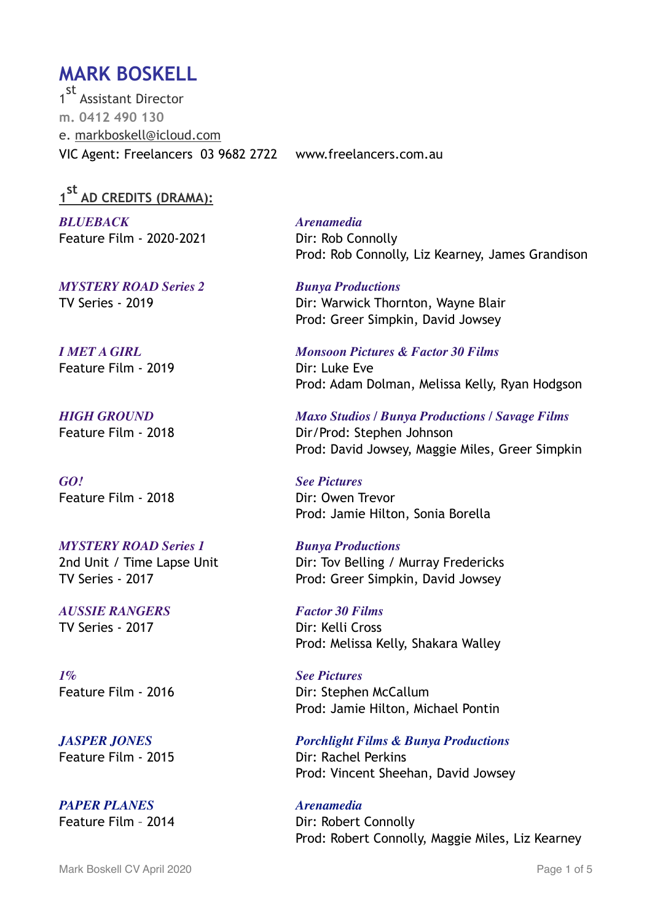# MARK BOSKELL

1st Assistant Director
m. 0412 490 130
e. markboskell@icloud.com
VIC Agent: Freelancers 03 9682 2722 www.freelancers.com.au

## 1st AD CREDITS (DRAMA):

***BLUEBACK***
Feature Film - 2020-2021
***Arenamedia***
Dir: Rob Connolly
Prod: Rob Connolly, Liz Kearney, James Grandison

***MYSTERY ROAD Series 2***
TV Series - 2019
***Bunya Productions***
Dir: Warwick Thornton, Wayne Blair
Prod: Greer Simpkin, David Jowsey

***I MET A GIRL***
Feature Film - 2019
***Monsoon Pictures & Factor 30 Films***
Dir: Luke Eve
Prod: Adam Dolman, Melissa Kelly, Ryan Hodgson

***HIGH GROUND***
Feature Film - 2018
***Maxo Studios / Bunya Productions / Savage Films***
Dir/Prod: Stephen Johnson
Prod: David Jowsey, Maggie Miles, Greer Simpkin

***GO!***
Feature Film - 2018
***See Pictures***
Dir: Owen Trevor
Prod: Jamie Hilton, Sonia Borella

***MYSTERY ROAD Series 1***
2nd Unit / Time Lapse Unit
TV Series - 2017
***Bunya Productions***
Dir: Tov Belling / Murray Fredericks
Prod: Greer Simpkin, David Jowsey

***AUSSIE RANGERS***
TV Series - 2017
***Factor 30 Films***
Dir: Kelli Cross
Prod: Melissa Kelly, Shakara Walley

***1%***
Feature Film - 2016
***See Pictures***
Dir: Stephen McCallum
Prod: Jamie Hilton, Michael Pontin

***JASPER JONES***
Feature Film - 2015
***Porchlight Films & Bunya Productions***
Dir: Rachel Perkins
Prod: Vincent Sheehan, David Jowsey

***PAPER PLANES***
Feature Film – 2014
***Arenamedia***
Dir: Robert Connolly
Prod: Robert Connolly, Maggie Miles, Liz Kearney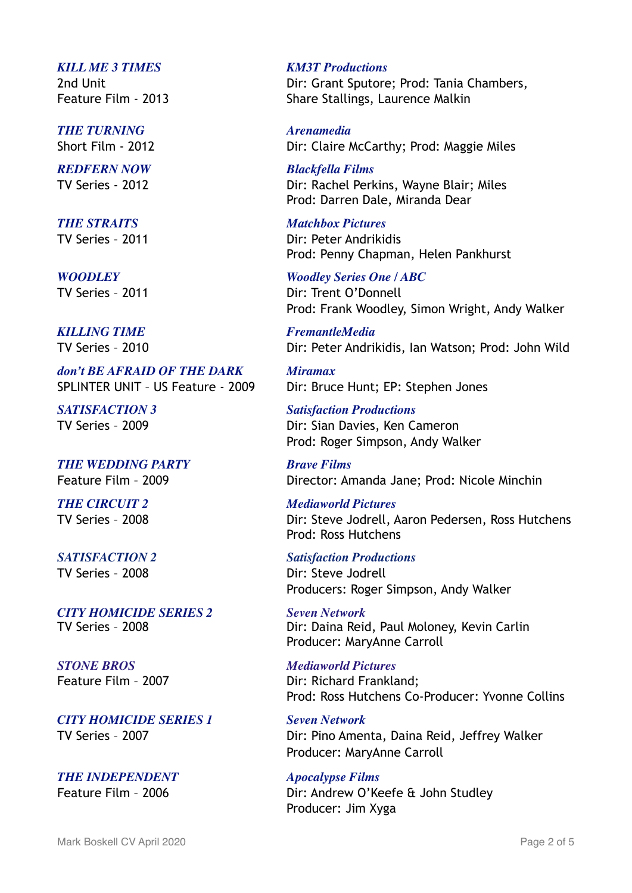***KILL ME 3 TIMES***
2nd Unit
Feature Film - 2013

***KM3T Productions***
Dir: Grant Sputore; Prod: Tania Chambers, Share Stallings, Laurence Malkin

***THE TURNING***
Short Film - 2012

***Arenamedia***
Dir: Claire McCarthy; Prod: Maggie Miles

***REDFERN NOW***
TV Series - 2012

***Blackfella Films***
Dir: Rachel Perkins, Wayne Blair; Miles
Prod: Darren Dale, Miranda Dear

***THE STRAITS***
TV Series – 2011

***Matchbox Pictures***
Dir: Peter Andrikidis
Prod: Penny Chapman, Helen Pankhurst

***WOODLEY***
TV Series – 2011

***Woodley Series One / ABC***
Dir: Trent O'Donnell
Prod: Frank Woodley, Simon Wright, Andy Walker

***KILLING TIME***
TV Series - 2010

***FremantleMedia***
Dir: Peter Andrikidis, Ian Watson; Prod: John Wild

***don't BE AFRAID OF THE DARK***
SPLINTER UNIT – US Feature - 2009

***Miramax***
Dir: Bruce Hunt; EP: Stephen Jones

***SATISFACTION 3***
TV Series - 2009

***Satisfaction Productions***
Dir: Sian Davies, Ken Cameron
Prod: Roger Simpson, Andy Walker

***THE WEDDING PARTY***
Feature Film – 2009

***Brave Films***
Director: Amanda Jane; Prod: Nicole Minchin

***THE CIRCUIT 2***
TV Series – 2008

***Mediaworld Pictures***
Dir: Steve Jodrell, Aaron Pedersen, Ross Hutchens
Prod: Ross Hutchens

***SATISFACTION 2***
TV Series – 2008

***Satisfaction Productions***
Dir: Steve Jodrell
Producers: Roger Simpson, Andy Walker

***CITY HOMICIDE SERIES 2***
TV Series - 2008

***Seven Network***
Dir: Daina Reid, Paul Moloney, Kevin Carlin
Producer: MaryAnne Carroll

***STONE BROS***
Feature Film – 2007

***Mediaworld Pictures***
Dir: Richard Frankland;
Prod: Ross Hutchens Co-Producer: Yvonne Collins

***CITY HOMICIDE SERIES 1***
TV Series - 2007

***Seven Network***
Dir: Pino Amenta, Daina Reid, Jeffrey Walker
Producer: MaryAnne Carroll

***THE INDEPENDENT***
Feature Film – 2006

***Apocalypse Films***
Dir: Andrew O'Keefe & John Studley
Producer: Jim Xyga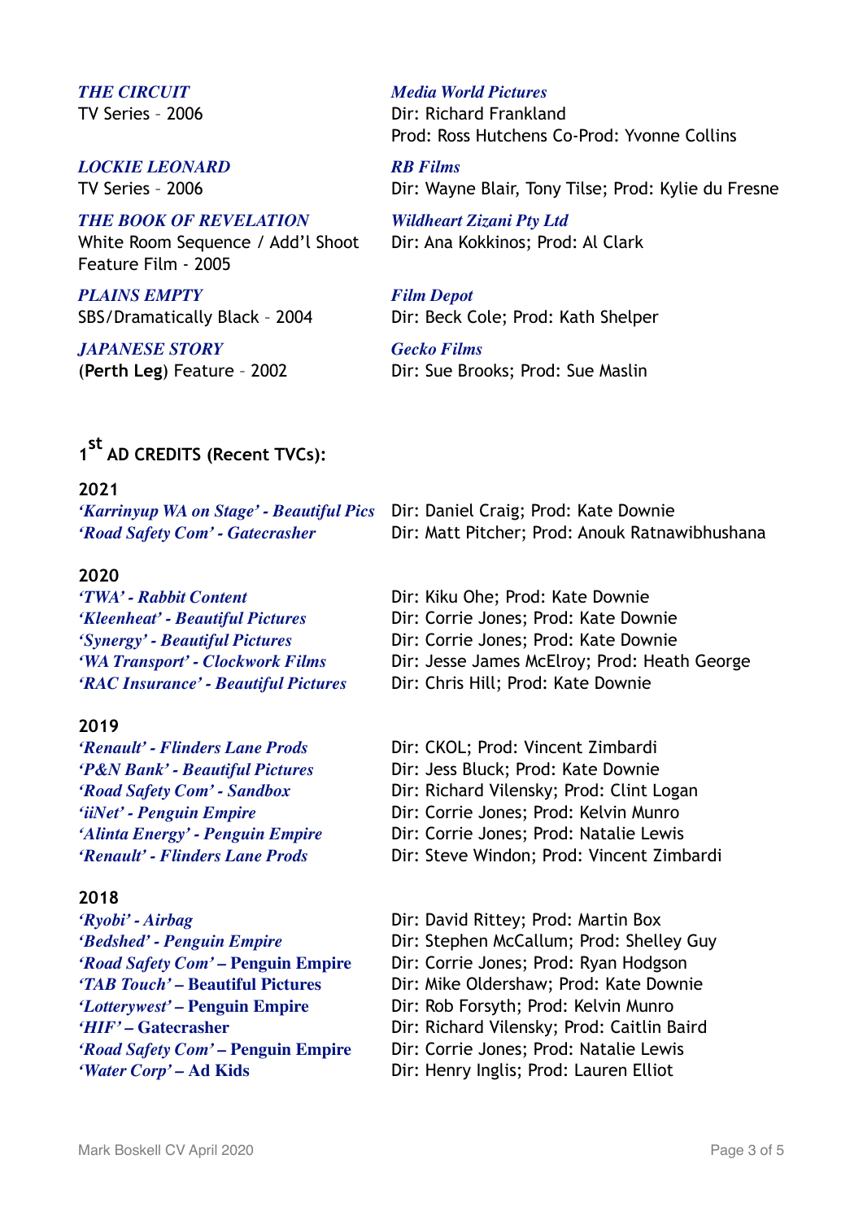***THE CIRCUIT***
TV Series – 2006

***Media World Pictures***
Dir: Richard Frankland
Prod: Ross Hutchens Co-Prod: Yvonne Collins

***LOCKIE LEONARD***
TV Series – 2006

***RB Films***
Dir: Wayne Blair, Tony Tilse; Prod: Kylie du Fresne

***THE BOOK OF REVELATION***
White Room Sequence / Add'l Shoot
Feature Film - 2005

***Wildheart Zizani Pty Ltd***
Dir: Ana Kokkinos; Prod: Al Clark

***PLAINS EMPTY***
SBS/Dramatically Black – 2004

***Film Depot***
Dir: Beck Cole; Prod: Kath Shelper

***JAPANESE STORY***
(**Perth Leg**) Feature – 2002

***Gecko Films***
Dir: Sue Brooks; Prod: Sue Maslin

## 1st AD CREDITS (Recent TVCs):

**2021**

| | |
|---|---|
| ***'Karrinyup WA on Stage' - Beautiful Pics*** | Dir: Daniel Craig; Prod: Kate Downie |
| ***'Road Safety Com' - Gatecrasher*** | Dir: Matt Pitcher; Prod: Anouk Ratnawibhushana |

**2020**

| | |
|---|---|
| ***'TWA' - Rabbit Content*** | Dir: Kiku Ohe; Prod: Kate Downie |
| ***'Kleenheat' - Beautiful Pictures*** | Dir: Corrie Jones; Prod: Kate Downie |
| ***'Synergy' - Beautiful Pictures*** | Dir: Corrie Jones; Prod: Kate Downie |
| ***'WA Transport' - Clockwork Films*** | Dir: Jesse James McElroy; Prod: Heath George |
| ***'RAC Insurance' - Beautiful Pictures*** | Dir: Chris Hill; Prod: Kate Downie |

**2019**

| | |
|---|---|
| ***'Renault' - Flinders Lane Prods*** | Dir: CKOL; Prod: Vincent Zimbardi |
| ***'P&N Bank' - Beautiful Pictures*** | Dir: Jess Bluck; Prod: Kate Downie |
| ***'Road Safety Com' - Sandbox*** | Dir: Richard Vilensky; Prod: Clint Logan |
| ***'iiNet' - Penguin Empire*** | Dir: Corrie Jones; Prod: Kelvin Munro |
| ***'Alinta Energy' - Penguin Empire*** | Dir: Corrie Jones; Prod: Natalie Lewis |
| ***'Renault' - Flinders Lane Prods*** | Dir: Steve Windon; Prod: Vincent Zimbardi |

**2018**

| | |
|---|---|
| ***'Ryobi' - Airbag*** | Dir: David Rittey; Prod: Martin Box |
| ***'Bedshed' - Penguin Empire*** | Dir: Stephen McCallum; Prod: Shelley Guy |
| ***'Road Safety Com'* – Penguin Empire** | Dir: Corrie Jones; Prod: Ryan Hodgson |
| ***'TAB Touch'* – Beautiful Pictures** | Dir: Mike Oldershaw; Prod: Kate Downie |
| ***'Lotterywest'* – Penguin Empire** | Dir: Rob Forsyth; Prod: Kelvin Munro |
| ***'HIF'* – Gatecrasher** | Dir: Richard Vilensky; Prod: Caitlin Baird |
| ***'Road Safety Com'* – Penguin Empire** | Dir: Corrie Jones; Prod: Natalie Lewis |
| ***'Water Corp'* – Ad Kids** | Dir: Henry Inglis; Prod: Lauren Elliot |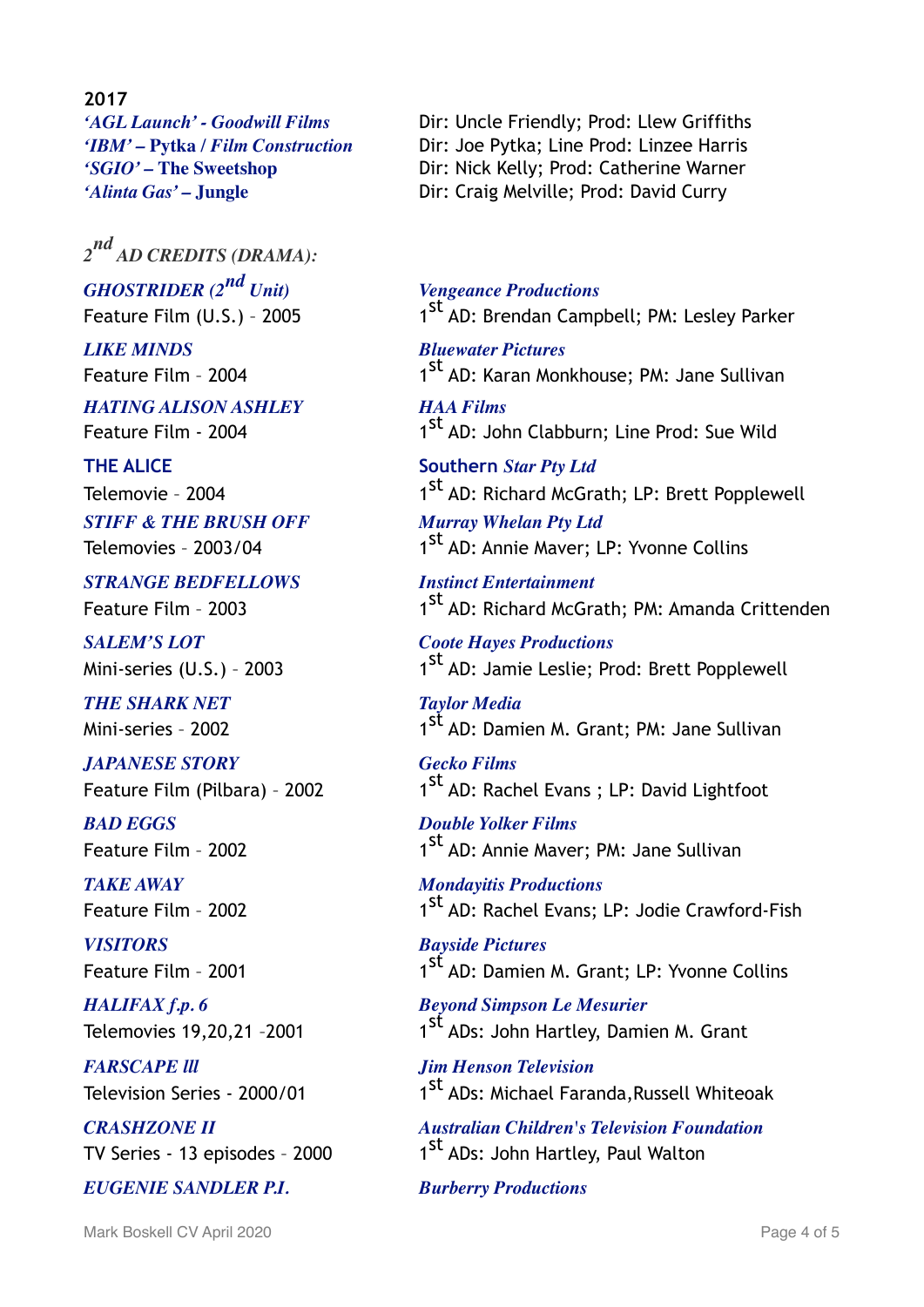**2017**

| | |
|---|---|
| *'AGL Launch' - Goodwill Films* | Dir: Uncle Friendly; Prod: Llew Griffiths |
| *'IBM' – Pytka / Film Construction* | Dir: Joe Pytka; Line Prod: Linzee Harris |
| *'SGIO' – The Sweetshop* | Dir: Nick Kelly; Prod: Catherine Warner |
| *'Alinta Gas' – Jungle* | Dir: Craig Melville; Prod: David Curry |

### *2nd AD CREDITS (DRAMA):*

| | |
|---|---|
| ***GHOSTRIDER (2nd Unit)***<br>Feature Film (U.S.) – 2005 | ***Vengeance Productions***<br>1st AD: Brendan Campbell; PM: Lesley Parker |
| ***LIKE MINDS***<br>Feature Film – 2004 | ***Bluewater Pictures***<br>1st AD: Karan Monkhouse; PM: Jane Sullivan |
| ***HATING ALISON ASHLEY***<br>Feature Film - 2004 | ***HAA Films***<br>1st AD: John Clabburn; Line Prod: Sue Wild |
| **THE ALICE**<br>Telemovie – 2004 | **Southern** ***Star Pty Ltd***<br>1st AD: Richard McGrath; LP: Brett Popplewell |
| ***STIFF & THE BRUSH OFF***<br>Telemovies – 2003/04 | ***Murray Whelan Pty Ltd***<br>1st AD: Annie Maver; LP: Yvonne Collins |
| ***STRANGE BEDFELLOWS***<br>Feature Film – 2003 | ***Instinct Entertainment***<br>1st AD: Richard McGrath; PM: Amanda Crittenden |
| ***SALEM'S LOT***<br>Mini-series (U.S.) – 2003 | ***Coote Hayes Productions***<br>1st AD: Jamie Leslie; Prod: Brett Popplewell |
| ***THE SHARK NET***<br>Mini-series – 2002 | ***Taylor Media***<br>1st AD: Damien M. Grant; PM: Jane Sullivan |
| ***JAPANESE STORY***<br>Feature Film (Pilbara) – 2002 | ***Gecko Films***<br>1st AD: Rachel Evans ; LP: David Lightfoot |
| ***BAD EGGS***<br>Feature Film – 2002 | ***Double Yolker Films***<br>1st AD: Annie Maver; PM: Jane Sullivan |
| ***TAKE AWAY***<br>Feature Film – 2002 | ***Mondayitis Productions***<br>1st AD: Rachel Evans; LP: Jodie Crawford-Fish |
| ***VISITORS***<br>Feature Film – 2001 | ***Bayside Pictures***<br>1st AD: Damien M. Grant; LP: Yvonne Collins |
| ***HALIFAX f.p. 6***<br>Telemovies 19,20,21 –2001 | ***Beyond Simpson Le Mesurier***<br>1st ADs: John Hartley, Damien M. Grant |
| ***FARSCAPE lll***<br>Television Series - 2000/01 | ***Jim Henson Television***<br>1st ADs: Michael Faranda,Russell Whiteoak |
| ***CRASHZONE II***<br>TV Series - 13 episodes – 2000 | ***Australian Children's Television Foundation***<br>1st ADs: John Hartley, Paul Walton |
| ***EUGENIE SANDLER P.I.*** | ***Burberry Productions*** |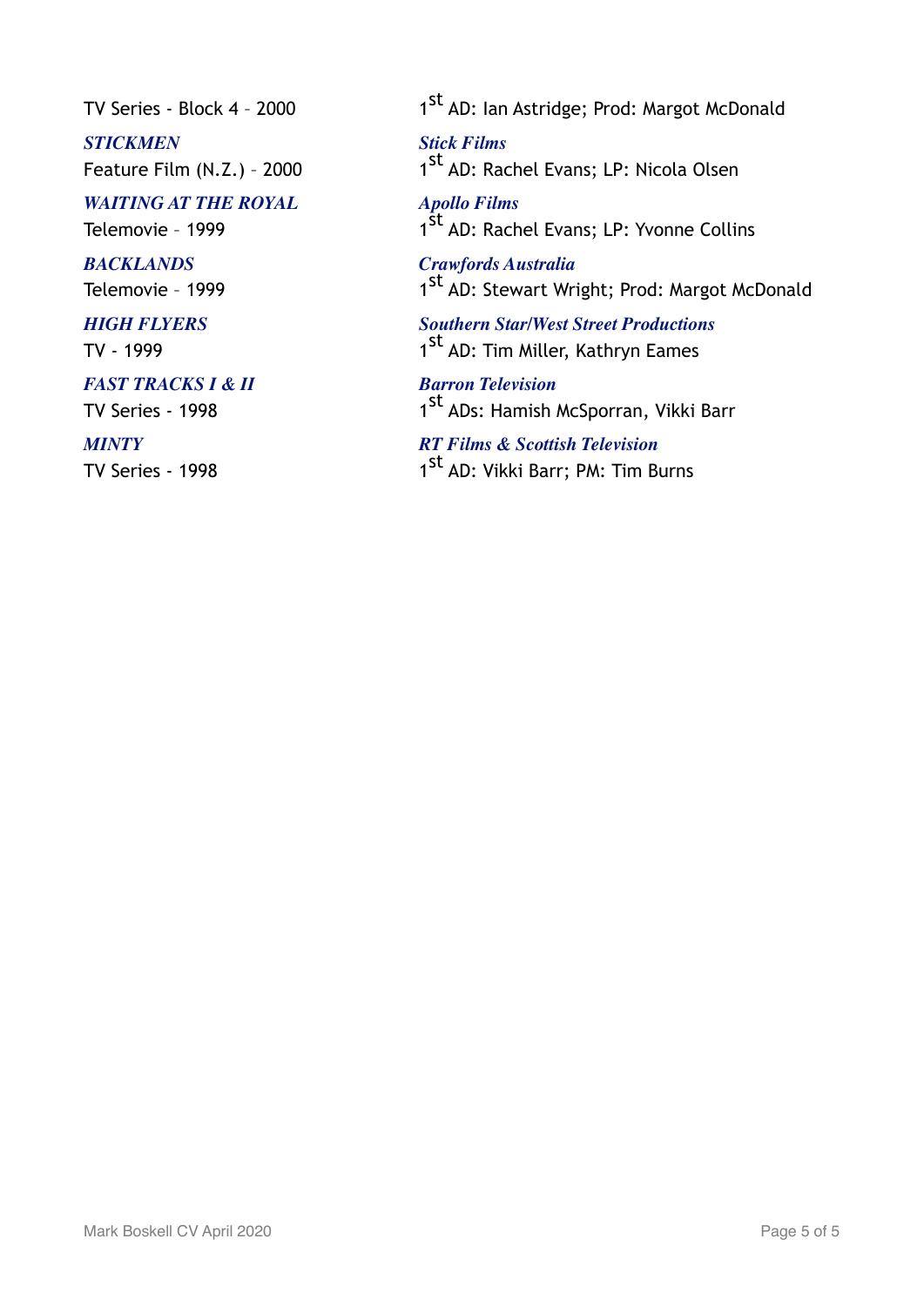| | |
|---|---|
| TV Series - Block 4 – 2000 | 1st AD: Ian Astridge; Prod: Margot McDonald |
| ***STICKMEN***<br>Feature Film (N.Z.) – 2000 | ***Stick Films***<br>1st AD: Rachel Evans; LP: Nicola Olsen |
| ***WAITING AT THE ROYAL***<br>Telemovie – 1999 | ***Apollo Films***<br>1st AD: Rachel Evans; LP: Yvonne Collins |
| ***BACKLANDS***<br>Telemovie – 1999 | ***Crawfords Australia***<br>1st AD: Stewart Wright; Prod: Margot McDonald |
| ***HIGH FLYERS***<br>TV - 1999 | ***Southern Star/West Street Productions***<br>1st AD: Tim Miller, Kathryn Eames |
| ***FAST TRACKS I & II***<br>TV Series - 1998 | ***Barron Television***<br>1st ADs: Hamish McSporran, Vikki Barr |
| ***MINTY***<br>TV Series - 1998 | ***RT Films & Scottish Television***<br>1st AD: Vikki Barr; PM: Tim Burns |